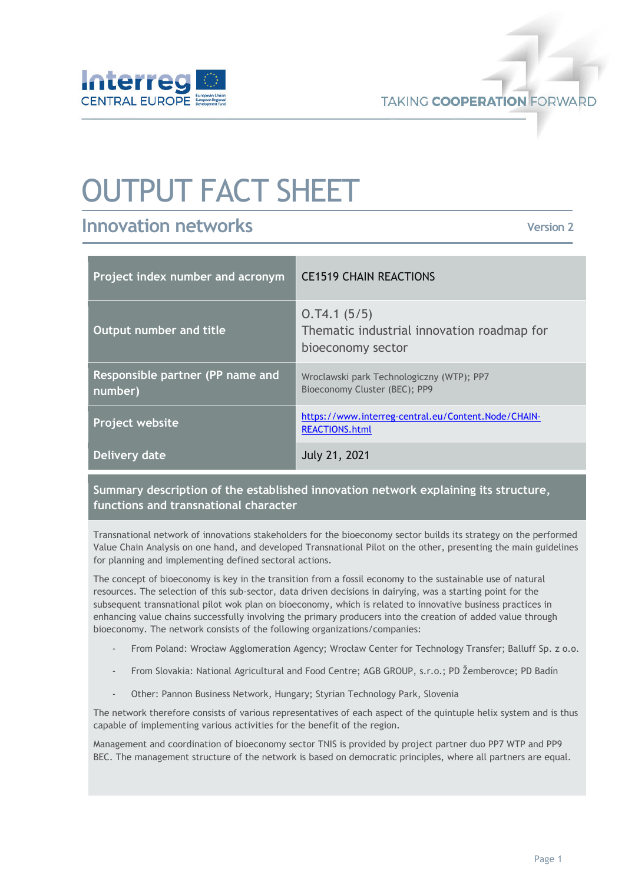# OUTPUT FACT SHEET

## Innovation networks

Version 2

| Project index number and acronym | CE1519 CHAIN REACTIONS |
|---|---|
| Output number and title | O.T4.1 (5/5)<br>Thematic industrial innovation roadmap for bioeconomy sector |
| Responsible partner (PP name and number) | Wroclawski park Technologiczny (WTP); PP7<br>Bioeconomy Cluster (BEC); PP9 |
| Project website | [https://www.interreg-central.eu/Content.Node/CHAIN-REACTIONS.html](https://www.interreg-central.eu/Content.Node/CHAIN-REACTIONS.html) |
| Delivery date | July 21, 2021 |

### Summary description of the established innovation network explaining its structure, functions and transnational character

Transnational network of innovations stakeholders for the bioeconomy sector builds its strategy on the performed Value Chain Analysis on one hand, and developed Transnational Pilot on the other, presenting the main guidelines for planning and implementing defined sectoral actions.

The concept of bioeconomy is key in the transition from a fossil economy to the sustainable use of natural resources. The selection of this sub-sector, data driven decisions in dairying, was a starting point for the subsequent transnational pilot wok plan on bioeconomy, which is related to innovative business practices in enhancing value chains successfully involving the primary producers into the creation of added value through bioeconomy. The network consists of the following organizations/companies:

- From Poland: Wrocław Agglomeration Agency; Wrocław Center for Technology Transfer; Balluff Sp. z o.o.
- From Slovakia: National Agricultural and Food Centre; AGB GROUP, s.r.o.; PD Žemberovce; PD Badín
- Other: Pannon Business Network, Hungary; Styrian Technology Park, Slovenia

The network therefore consists of various representatives of each aspect of the quintuple helix system and is thus capable of implementing various activities for the benefit of the region.

Management and coordination of bioeconomy sector TNIS is provided by project partner duo PP7 WTP and PP9 BEC. The management structure of the network is based on democratic principles, where all partners are equal.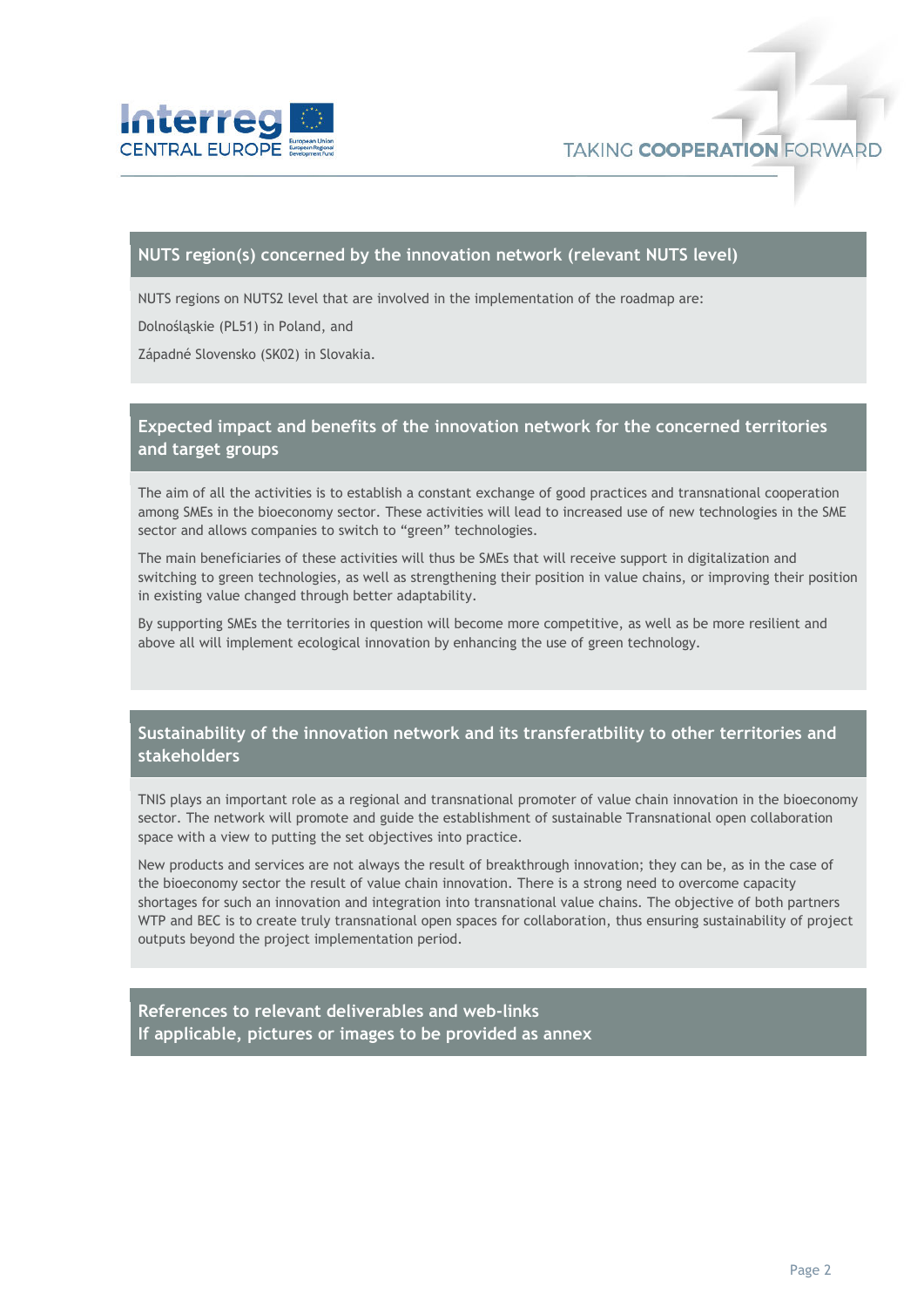## NUTS region(s) concerned by the innovation network (relevant NUTS level)

NUTS regions on NUTS2 level that are involved in the implementation of the roadmap are:

Dolnośląskie (PL51) in Poland, and

Západné Slovensko (SK02) in Slovakia.

## Expected impact and benefits of the innovation network for the concerned territories and target groups

The aim of all the activities is to establish a constant exchange of good practices and transnational cooperation among SMEs in the bioeconomy sector. These activities will lead to increased use of new technologies in the SME sector and allows companies to switch to "green" technologies.

The main beneficiaries of these activities will thus be SMEs that will receive support in digitalization and switching to green technologies, as well as strengthening their position in value chains, or improving their position in existing value changed through better adaptability.

By supporting SMEs the territories in question will become more competitive, as well as be more resilient and above all will implement ecological innovation by enhancing the use of green technology.

## Sustainability of the innovation network and its transferatbility to other territories and stakeholders

TNIS plays an important role as a regional and transnational promoter of value chain innovation in the bioeconomy sector. The network will promote and guide the establishment of sustainable Transnational open collaboration space with a view to putting the set objectives into practice.

New products and services are not always the result of breakthrough innovation; they can be, as in the case of the bioeconomy sector the result of value chain innovation. There is a strong need to overcome capacity shortages for such an innovation and integration into transnational value chains. The objective of both partners WTP and BEC is to create truly transnational open spaces for collaboration, thus ensuring sustainability of project outputs beyond the project implementation period.

## References to relevant deliverables and web-links
## If applicable, pictures or images to be provided as annex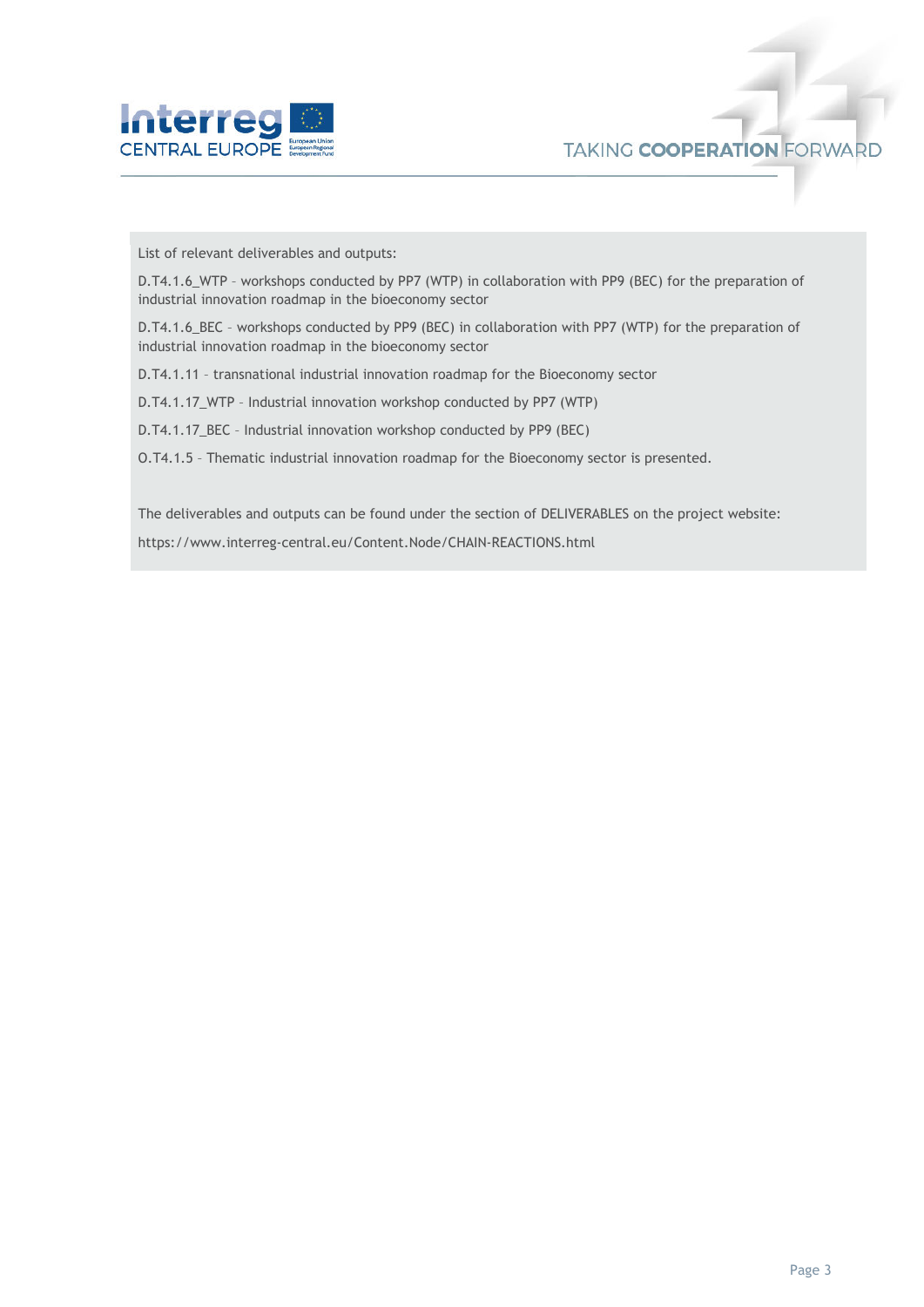List of relevant deliverables and outputs:

D.T4.1.6_WTP – workshops conducted by PP7 (WTP) in collaboration with PP9 (BEC) for the preparation of industrial innovation roadmap in the bioeconomy sector

D.T4.1.6_BEC – workshops conducted by PP9 (BEC) in collaboration with PP7 (WTP) for the preparation of industrial innovation roadmap in the bioeconomy sector

D.T4.1.11 – transnational industrial innovation roadmap for the Bioeconomy sector

D.T4.1.17_WTP – Industrial innovation workshop conducted by PP7 (WTP)

D.T4.1.17_BEC – Industrial innovation workshop conducted by PP9 (BEC)

O.T4.1.5 – Thematic industrial innovation roadmap for the Bioeconomy sector is presented.

The deliverables and outputs can be found under the section of DELIVERABLES on the project website:

https://www.interreg-central.eu/Content.Node/CHAIN-REACTIONS.html